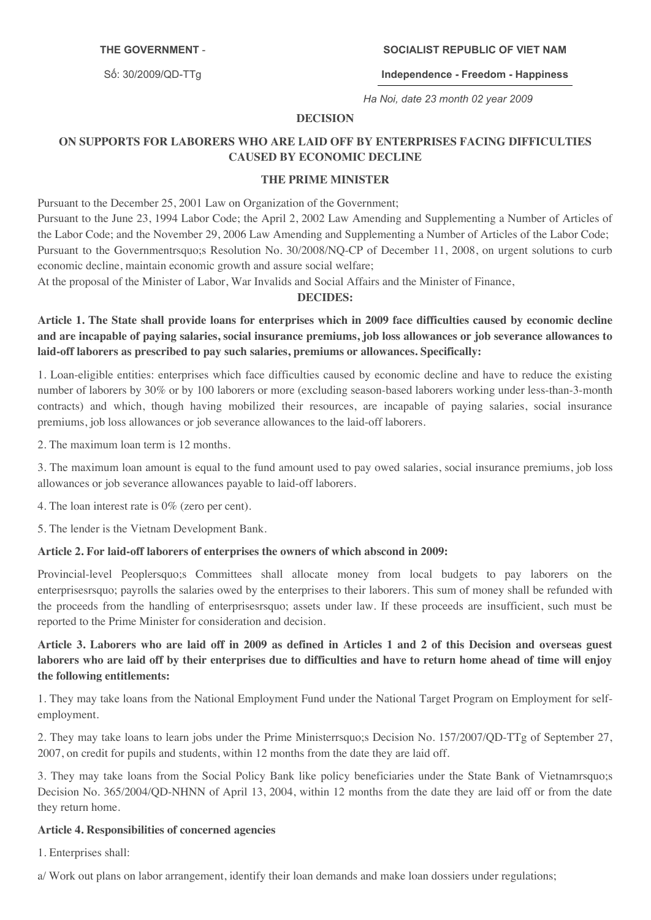| THE GOVERNMENT - | SOCIALIST REPUBLIC OF VIET NAM |
| --- | --- |
| Số: 30/2009/QD-TTg | Independence - Freedom - Happiness |

*Ha Noi, date 23 month 02 year 2009*

# DECISION

## ON SUPPORTS FOR LABORERS WHO ARE LAID OFF BY ENTERPRISES FACING DIFFICULTIES CAUSED BY ECONOMIC DECLINE

### THE PRIME MINISTER

Pursuant to the December 25, 2001 Law on Organization of the Government;
Pursuant to the June 23, 1994 Labor Code; the April 2, 2002 Law Amending and Supplementing a Number of Articles of the Labor Code; and the November 29, 2006 Law Amending and Supplementing a Number of Articles of the Labor Code;
Pursuant to the Governmentrsquo;s Resolution No. 30/2008/NQ-CP of December 11, 2008, on urgent solutions to curb economic decline, maintain economic growth and assure social welfare;
At the proposal of the Minister of Labor, War Invalids and Social Affairs and the Minister of Finance,

**DECIDES:**

**Article 1. The State shall provide loans for enterprises which in 2009 face difficulties caused by economic decline and are incapable of paying salaries, social insurance premiums, job loss allowances or job severance allowances to laid-off laborers as prescribed to pay such salaries, premiums or allowances. Specifically:**

1. Loan-eligible entities: enterprises which face difficulties caused by economic decline and have to reduce the existing number of laborers by 30% or by 100 laborers or more (excluding season-based laborers working under less-than-3-month contracts) and which, though having mobilized their resources, are incapable of paying salaries, social insurance premiums, job loss allowances or job severance allowances to the laid-off laborers.

2. The maximum loan term is 12 months.

3. The maximum loan amount is equal to the fund amount used to pay owed salaries, social insurance premiums, job loss allowances or job severance allowances payable to laid-off laborers.

4. The loan interest rate is 0% (zero per cent).

5. The lender is the Vietnam Development Bank.

**Article 2. For laid-off laborers of enterprises the owners of which abscond in 2009:**

Provincial-level Peoplersquo;s Committees shall allocate money from local budgets to pay laborers on the enterprisesrsquo; payrolls the salaries owed by the enterprises to their laborers. This sum of money shall be refunded with the proceeds from the handling of enterprisesrsquo; assets under law. If these proceeds are insufficient, such must be reported to the Prime Minister for consideration and decision.

**Article 3. Laborers who are laid off in 2009 as defined in Articles 1 and 2 of this Decision and overseas guest laborers who are laid off by their enterprises due to difficulties and have to return home ahead of time will enjoy the following entitlements:**

1. They may take loans from the National Employment Fund under the National Target Program on Employment for self-employment.

2. They may take loans to learn jobs under the Prime Ministerrsquo;s Decision No. 157/2007/QD-TTg of September 27, 2007, on credit for pupils and students, within 12 months from the date they are laid off.

3. They may take loans from the Social Policy Bank like policy beneficiaries under the State Bank of Vietnamrsquo;s Decision No. 365/2004/QD-NHNN of April 13, 2004, within 12 months from the date they are laid off or from the date they return home.

**Article 4. Responsibilities of concerned agencies**

1. Enterprises shall:

a/ Work out plans on labor arrangement, identify their loan demands and make loan dossiers under regulations;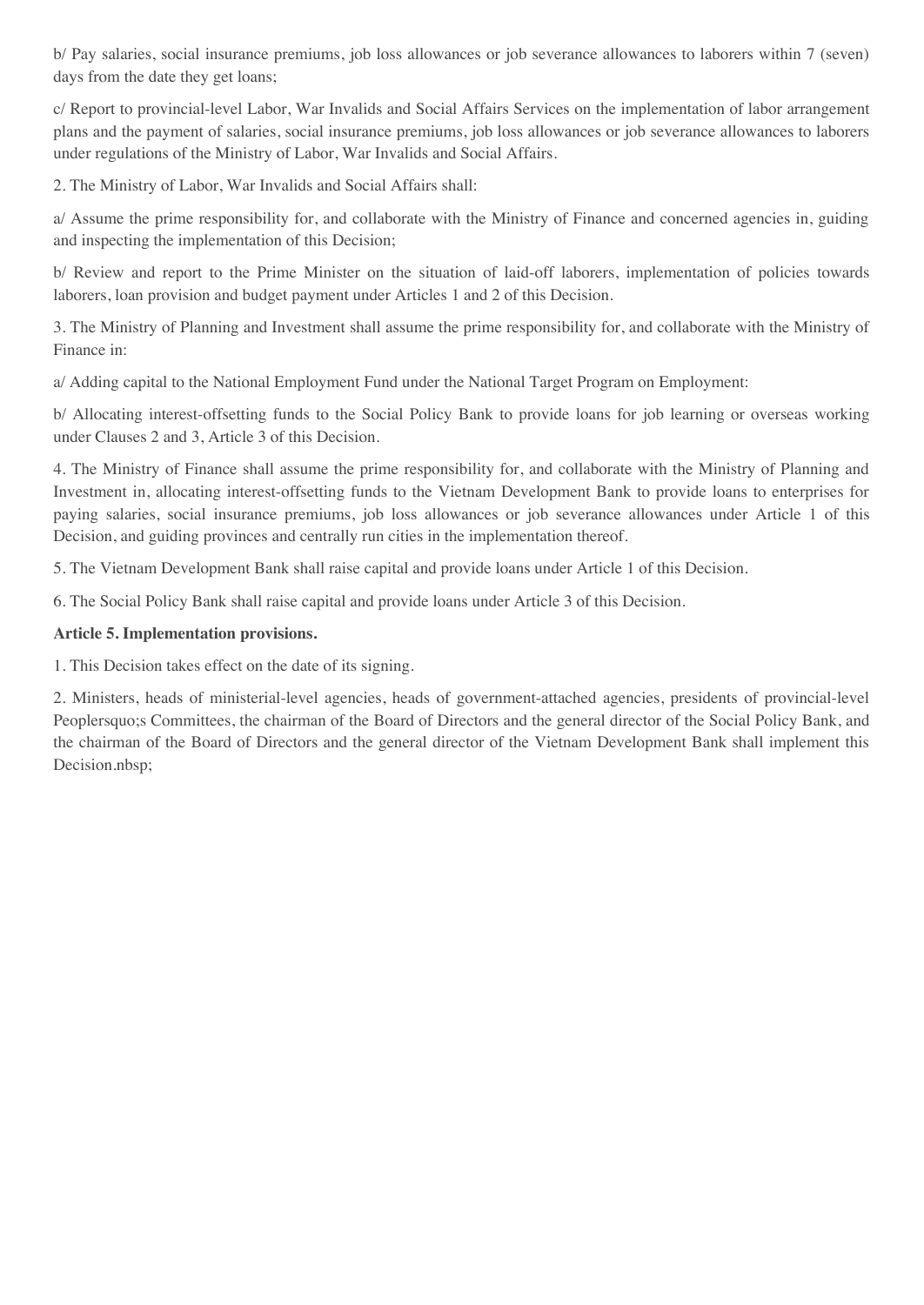b/ Pay salaries, social insurance premiums, job loss allowances or job severance allowances to laborers within 7 (seven) days from the date they get loans;

c/ Report to provincial-level Labor, War Invalids and Social Affairs Services on the implementation of labor arrangement plans and the payment of salaries, social insurance premiums, job loss allowances or job severance allowances to laborers under regulations of the Ministry of Labor, War Invalids and Social Affairs.

2. The Ministry of Labor, War Invalids and Social Affairs shall:

a/ Assume the prime responsibility for, and collaborate with the Ministry of Finance and concerned agencies in, guiding and inspecting the implementation of this Decision;

b/ Review and report to the Prime Minister on the situation of laid-off laborers, implementation of policies towards laborers, loan provision and budget payment under Articles 1 and 2 of this Decision.

3. The Ministry of Planning and Investment shall assume the prime responsibility for, and collaborate with the Ministry of Finance in:

a/ Adding capital to the National Employment Fund under the National Target Program on Employment:

b/ Allocating interest-offsetting funds to the Social Policy Bank to provide loans for job learning or overseas working under Clauses 2 and 3, Article 3 of this Decision.

4. The Ministry of Finance shall assume the prime responsibility for, and collaborate with the Ministry of Planning and Investment in, allocating interest-offsetting funds to the Vietnam Development Bank to provide loans to enterprises for paying salaries, social insurance premiums, job loss allowances or job severance allowances under Article 1 of this Decision, and guiding provinces and centrally run cities in the implementation thereof.

5. The Vietnam Development Bank shall raise capital and provide loans under Article 1 of this Decision.

6. The Social Policy Bank shall raise capital and provide loans under Article 3 of this Decision.

**Article 5. Implementation provisions.**

1. This Decision takes effect on the date of its signing.

2. Ministers, heads of ministerial-level agencies, heads of government-attached agencies, presidents of provincial-level Peoplersquo;s Committees, the chairman of the Board of Directors and the general director of the Social Policy Bank, and the chairman of the Board of Directors and the general director of the Vietnam Development Bank shall implement this Decision.nbsp;